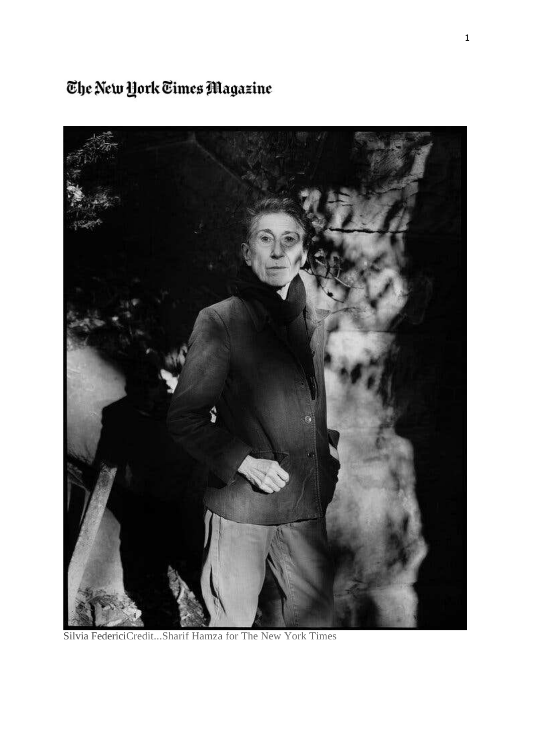# The New York Times Magazine

Silvia FedericiCredit...Sharif Hamza for The New York Times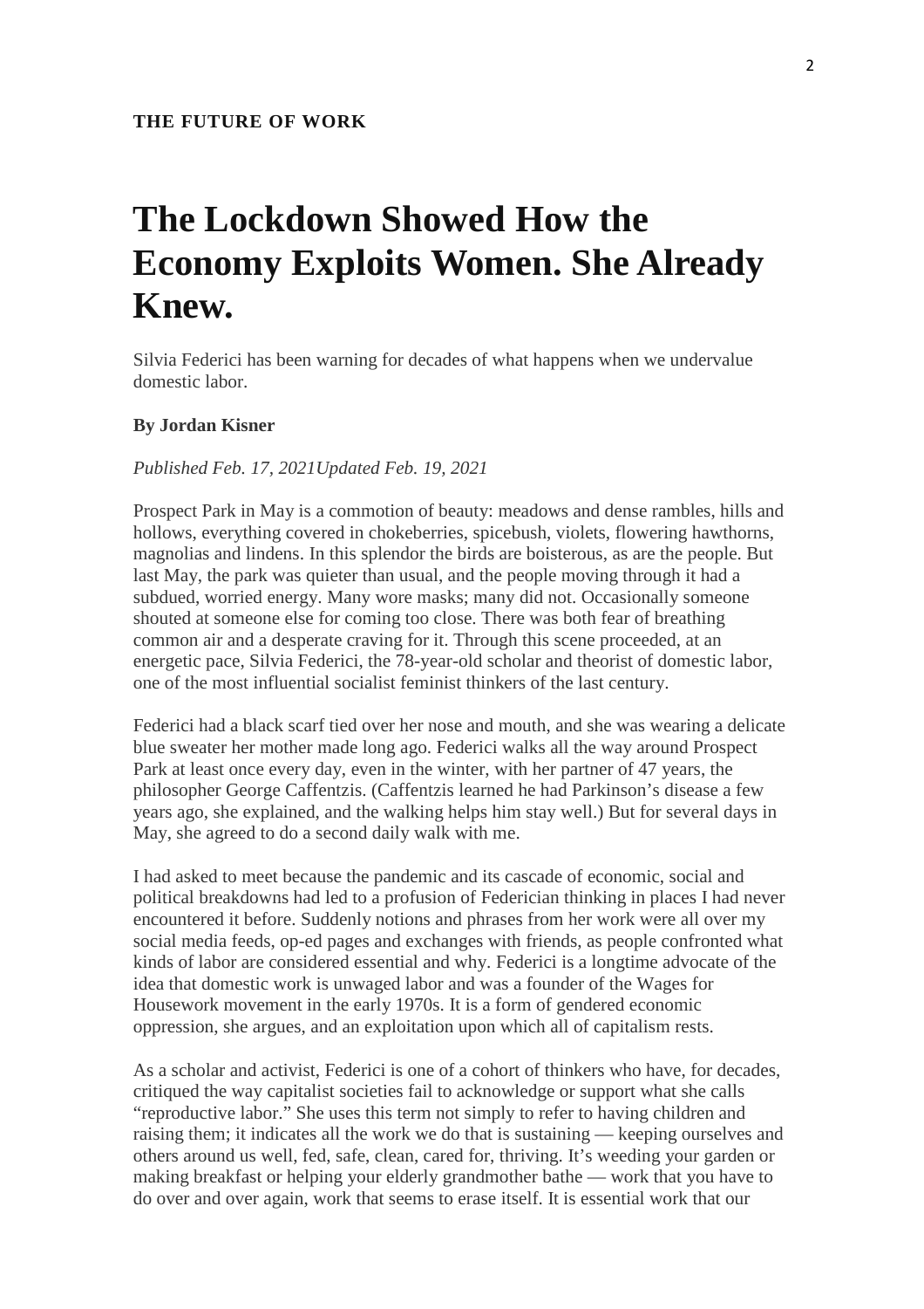**THE FUTURE OF WORK**

# The Lockdown Showed How the Economy Exploits Women. She Already Knew.

Silvia Federici has been warning for decades of what happens when we undervalue domestic labor.

**By Jordan Kisner**

*Published Feb. 17, 2021Updated Feb. 19, 2021*

Prospect Park in May is a commotion of beauty: meadows and dense rambles, hills and hollows, everything covered in chokeberries, spicebush, violets, flowering hawthorns, magnolias and lindens. In this splendor the birds are boisterous, as are the people. But last May, the park was quieter than usual, and the people moving through it had a subdued, worried energy. Many wore masks; many did not. Occasionally someone shouted at someone else for coming too close. There was both fear of breathing common air and a desperate craving for it. Through this scene proceeded, at an energetic pace, Silvia Federici, the 78-year-old scholar and theorist of domestic labor, one of the most influential socialist feminist thinkers of the last century.

Federici had a black scarf tied over her nose and mouth, and she was wearing a delicate blue sweater her mother made long ago. Federici walks all the way around Prospect Park at least once every day, even in the winter, with her partner of 47 years, the philosopher George Caffentzis. (Caffentzis learned he had Parkinson's disease a few years ago, she explained, and the walking helps him stay well.) But for several days in May, she agreed to do a second daily walk with me.

I had asked to meet because the pandemic and its cascade of economic, social and political breakdowns had led to a profusion of Federician thinking in places I had never encountered it before. Suddenly notions and phrases from her work were all over my social media feeds, op-ed pages and exchanges with friends, as people confronted what kinds of labor are considered essential and why. Federici is a longtime advocate of the idea that domestic work is unwaged labor and was a founder of the Wages for Housework movement in the early 1970s. It is a form of gendered economic oppression, she argues, and an exploitation upon which all of capitalism rests.

As a scholar and activist, Federici is one of a cohort of thinkers who have, for decades, critiqued the way capitalist societies fail to acknowledge or support what she calls "reproductive labor." She uses this term not simply to refer to having children and raising them; it indicates all the work we do that is sustaining — keeping ourselves and others around us well, fed, safe, clean, cared for, thriving. It's weeding your garden or making breakfast or helping your elderly grandmother bathe — work that you have to do over and over again, work that seems to erase itself. It is essential work that our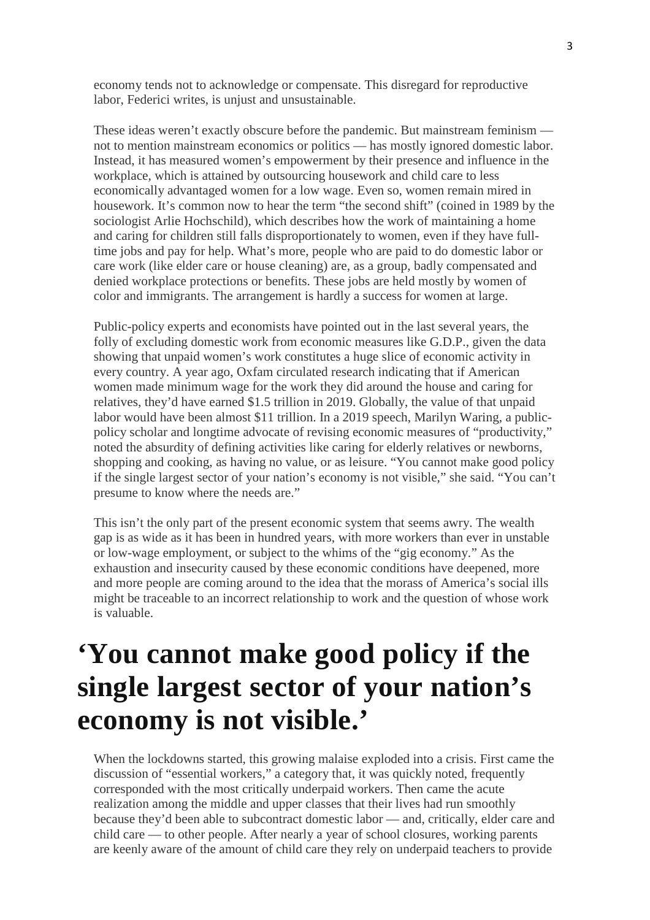economy tends not to acknowledge or compensate. This disregard for reproductive labor, Federici writes, is unjust and unsustainable.

These ideas weren't exactly obscure before the pandemic. But mainstream feminism — not to mention mainstream economics or politics — has mostly ignored domestic labor. Instead, it has measured women's empowerment by their presence and influence in the workplace, which is attained by outsourcing housework and child care to less economically advantaged women for a low wage. Even so, women remain mired in housework. It's common now to hear the term "the second shift" (coined in 1989 by the sociologist Arlie Hochschild), which describes how the work of maintaining a home and caring for children still falls disproportionately to women, even if they have full-time jobs and pay for help. What's more, people who are paid to do domestic labor or care work (like elder care or house cleaning) are, as a group, badly compensated and denied workplace protections or benefits. These jobs are held mostly by women of color and immigrants. The arrangement is hardly a success for women at large.

Public-policy experts and economists have pointed out in the last several years, the folly of excluding domestic work from economic measures like G.D.P., given the data showing that unpaid women's work constitutes a huge slice of economic activity in every country. A year ago, Oxfam circulated research indicating that if American women made minimum wage for the work they did around the house and caring for relatives, they'd have earned $1.5 trillion in 2019. Globally, the value of that unpaid labor would have been almost $11 trillion. In a 2019 speech, Marilyn Waring, a public-policy scholar and longtime advocate of revising economic measures of "productivity," noted the absurdity of defining activities like caring for elderly relatives or newborns, shopping and cooking, as having no value, or as leisure. "You cannot make good policy if the single largest sector of your nation's economy is not visible," she said. "You can't presume to know where the needs are."

This isn't the only part of the present economic system that seems awry. The wealth gap is as wide as it has been in hundred years, with more workers than ever in unstable or low-wage employment, or subject to the whims of the "gig economy." As the exhaustion and insecurity caused by these economic conditions have deepened, more and more people are coming around to the idea that the morass of America's social ills might be traceable to an incorrect relationship to work and the question of whose work is valuable.

# 'You cannot make good policy if the single largest sector of your nation's economy is not visible.'

When the lockdowns started, this growing malaise exploded into a crisis. First came the discussion of "essential workers," a category that, it was quickly noted, frequently corresponded with the most critically underpaid workers. Then came the acute realization among the middle and upper classes that their lives had run smoothly because they'd been able to subcontract domestic labor — and, critically, elder care and child care — to other people. After nearly a year of school closures, working parents are keenly aware of the amount of child care they rely on underpaid teachers to provide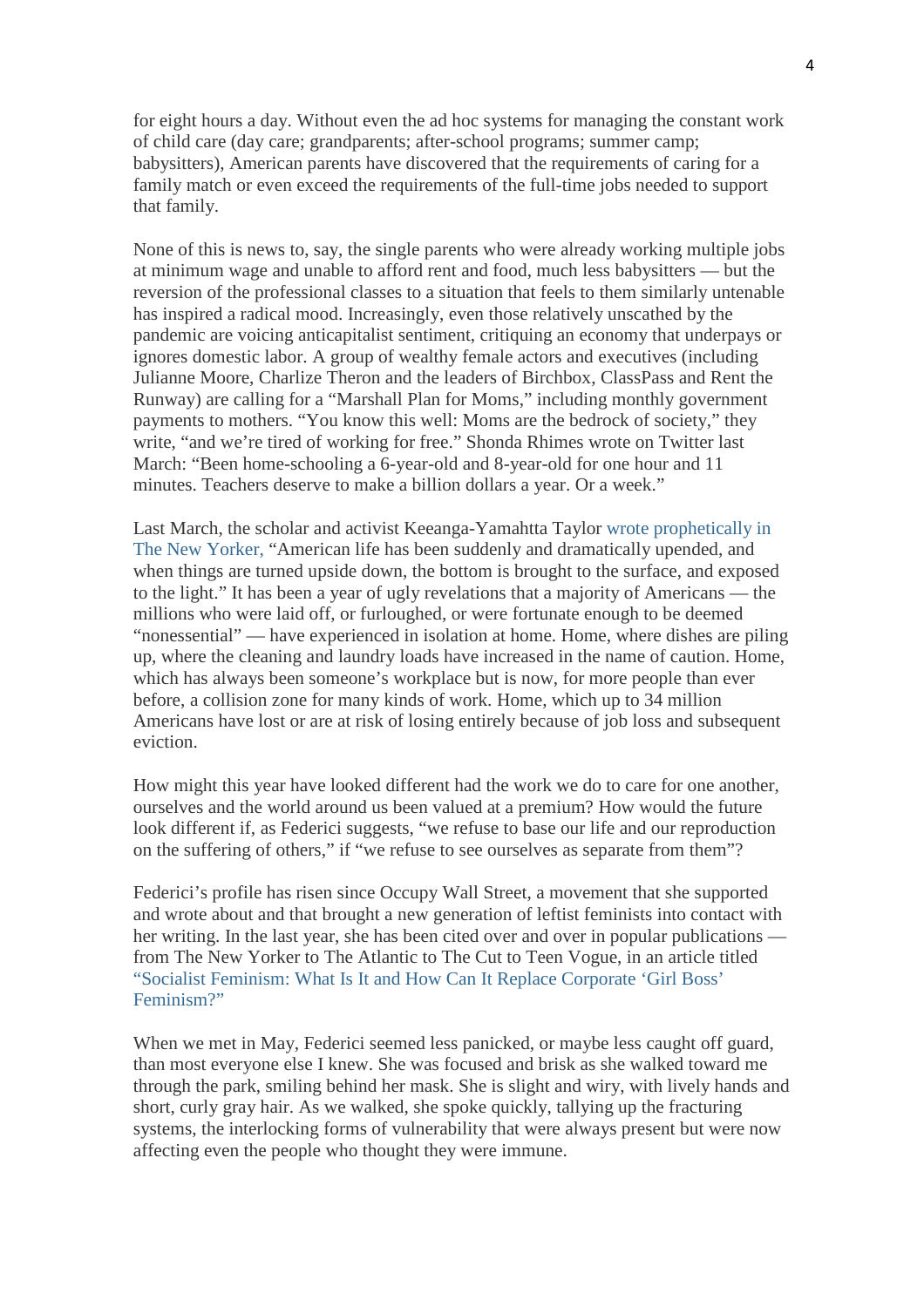for eight hours a day. Without even the ad hoc systems for managing the constant work of child care (day care; grandparents; after-school programs; summer camp; babysitters), American parents have discovered that the requirements of caring for a family match or even exceed the requirements of the full-time jobs needed to support that family.

None of this is news to, say, the single parents who were already working multiple jobs at minimum wage and unable to afford rent and food, much less babysitters — but the reversion of the professional classes to a situation that feels to them similarly untenable has inspired a radical mood. Increasingly, even those relatively unscathed by the pandemic are voicing anticapitalist sentiment, critiquing an economy that underpays or ignores domestic labor. A group of wealthy female actors and executives (including Julianne Moore, Charlize Theron and the leaders of Birchbox, ClassPass and Rent the Runway) are calling for a "Marshall Plan for Moms," including monthly government payments to mothers. "You know this well: Moms are the bedrock of society," they write, "and we're tired of working for free." Shonda Rhimes wrote on Twitter last March: "Been home-schooling a 6-year-old and 8-year-old for one hour and 11 minutes. Teachers deserve to make a billion dollars a year. Or a week."

Last March, the scholar and activist Keeanga-Yamahtta Taylor wrote prophetically in The New Yorker, "American life has been suddenly and dramatically upended, and when things are turned upside down, the bottom is brought to the surface, and exposed to the light." It has been a year of ugly revelations that a majority of Americans — the millions who were laid off, or furloughed, or were fortunate enough to be deemed "nonessential" — have experienced in isolation at home. Home, where dishes are piling up, where the cleaning and laundry loads have increased in the name of caution. Home, which has always been someone's workplace but is now, for more people than ever before, a collision zone for many kinds of work. Home, which up to 34 million Americans have lost or are at risk of losing entirely because of job loss and subsequent eviction.

How might this year have looked different had the work we do to care for one another, ourselves and the world around us been valued at a premium? How would the future look different if, as Federici suggests, "we refuse to base our life and our reproduction on the suffering of others," if "we refuse to see ourselves as separate from them"?

Federici's profile has risen since Occupy Wall Street, a movement that she supported and wrote about and that brought a new generation of leftist feminists into contact with her writing. In the last year, she has been cited over and over in popular publications — from The New Yorker to The Atlantic to The Cut to Teen Vogue, in an article titled "Socialist Feminism: What Is It and How Can It Replace Corporate 'Girl Boss' Feminism?"

When we met in May, Federici seemed less panicked, or maybe less caught off guard, than most everyone else I knew. She was focused and brisk as she walked toward me through the park, smiling behind her mask. She is slight and wiry, with lively hands and short, curly gray hair. As we walked, she spoke quickly, tallying up the fracturing systems, the interlocking forms of vulnerability that were always present but were now affecting even the people who thought they were immune.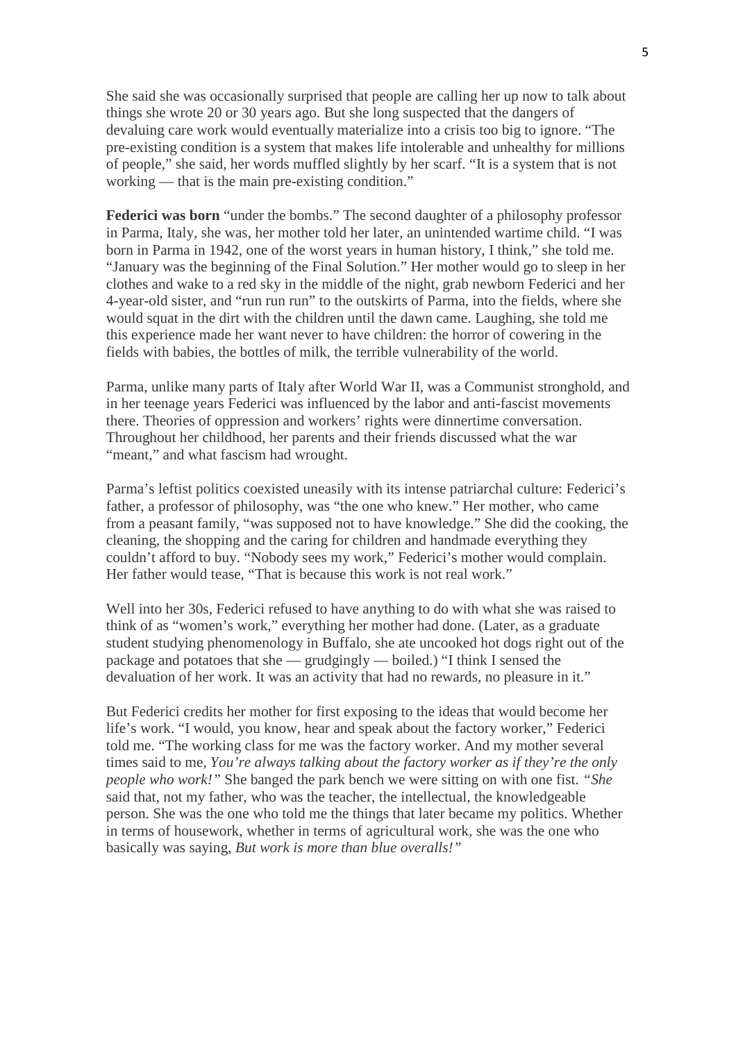She said she was occasionally surprised that people are calling her up now to talk about things she wrote 20 or 30 years ago. But she long suspected that the dangers of devaluing care work would eventually materialize into a crisis too big to ignore. "The pre-existing condition is a system that makes life intolerable and unhealthy for millions of people," she said, her words muffled slightly by her scarf. "It is a system that is not working — that is the main pre-existing condition."

**Federici was born** "under the bombs." The second daughter of a philosophy professor in Parma, Italy, she was, her mother told her later, an unintended wartime child. "I was born in Parma in 1942, one of the worst years in human history, I think," she told me. "January was the beginning of the Final Solution." Her mother would go to sleep in her clothes and wake to a red sky in the middle of the night, grab newborn Federici and her 4-year-old sister, and "run run run" to the outskirts of Parma, into the fields, where she would squat in the dirt with the children until the dawn came. Laughing, she told me this experience made her want never to have children: the horror of cowering in the fields with babies, the bottles of milk, the terrible vulnerability of the world.

Parma, unlike many parts of Italy after World War II, was a Communist stronghold, and in her teenage years Federici was influenced by the labor and anti-fascist movements there. Theories of oppression and workers' rights were dinnertime conversation. Throughout her childhood, her parents and their friends discussed what the war "meant," and what fascism had wrought.

Parma's leftist politics coexisted uneasily with its intense patriarchal culture: Federici's father, a professor of philosophy, was "the one who knew." Her mother, who came from a peasant family, "was supposed not to have knowledge." She did the cooking, the cleaning, the shopping and the caring for children and handmade everything they couldn't afford to buy. "Nobody sees my work," Federici's mother would complain. Her father would tease, "That is because this work is not real work."

Well into her 30s, Federici refused to have anything to do with what she was raised to think of as "women's work," everything her mother had done. (Later, as a graduate student studying phenomenology in Buffalo, she ate uncooked hot dogs right out of the package and potatoes that she — grudgingly — boiled.) "I think I sensed the devaluation of her work. It was an activity that had no rewards, no pleasure in it."

But Federici credits her mother for first exposing to the ideas that would become her life's work. "I would, you know, hear and speak about the factory worker," Federici told me. "The working class for me was the factory worker. And my mother several times said to me, *You're always talking about the factory worker as if they're the only people who work!*" She banged the park bench we were sitting on with one fist. *"She* said that, not my father, who was the teacher, the intellectual, the knowledgeable person. She was the one who told me the things that later became my politics. Whether in terms of housework, whether in terms of agricultural work, she was the one who basically was saying, *But work is more than blue overalls!"*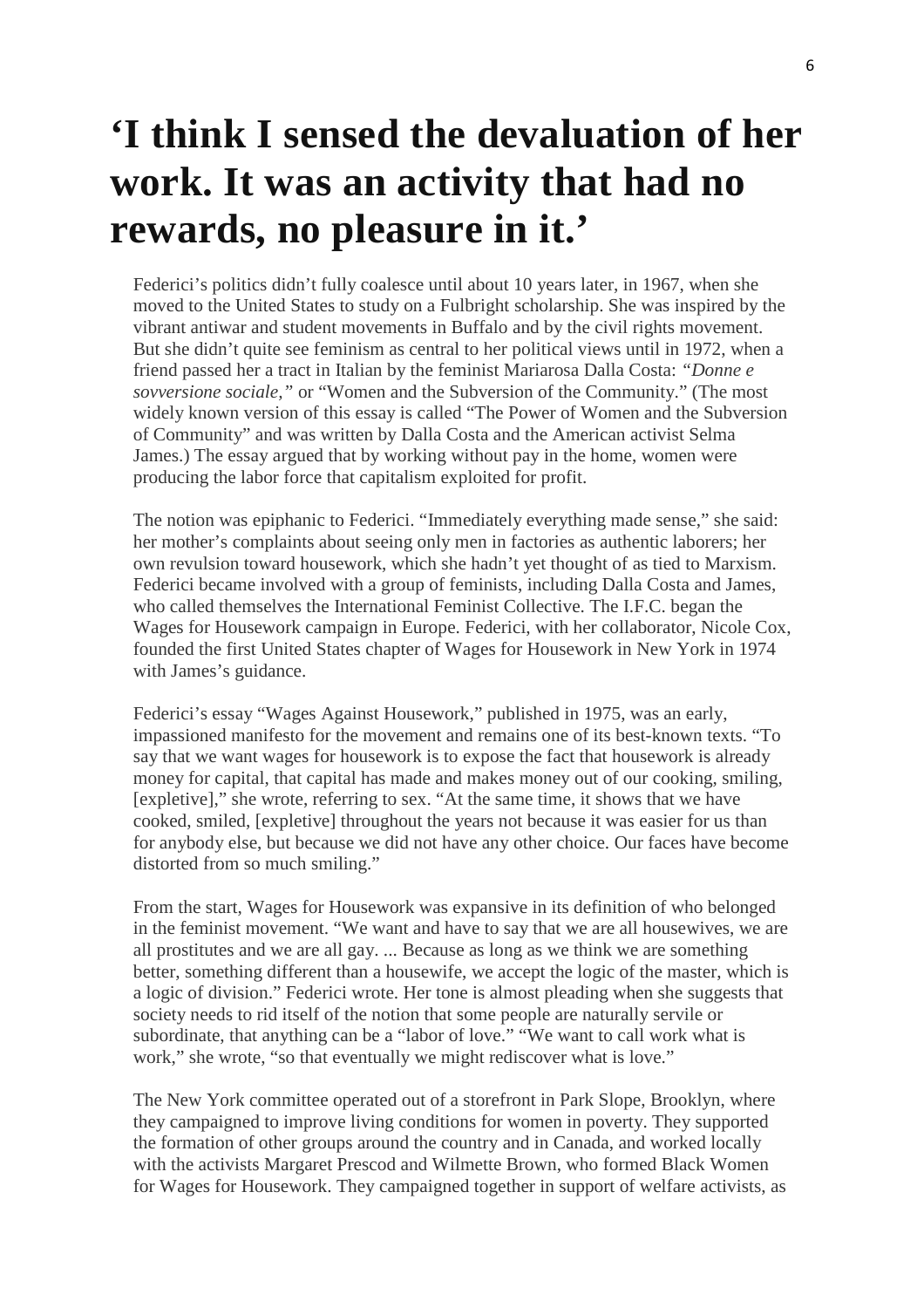# ‘I think I sensed the devaluation of her work. It was an activity that had no rewards, no pleasure in it.’

Federici’s politics didn’t fully coalesce until about 10 years later, in 1967, when she moved to the United States to study on a Fulbright scholarship. She was inspired by the vibrant antiwar and student movements in Buffalo and by the civil rights movement. But she didn’t quite see feminism as central to her political views until in 1972, when a friend passed her a tract in Italian by the feminist Mariarosa Dalla Costa: *“Donne e sovversione sociale,”* or “Women and the Subversion of the Community.” (The most widely known version of this essay is called “The Power of Women and the Subversion of Community” and was written by Dalla Costa and the American activist Selma James.) The essay argued that by working without pay in the home, women were producing the labor force that capitalism exploited for profit.

The notion was epiphanic to Federici. “Immediately everything made sense,” she said: her mother’s complaints about seeing only men in factories as authentic laborers; her own revulsion toward housework, which she hadn’t yet thought of as tied to Marxism. Federici became involved with a group of feminists, including Dalla Costa and James, who called themselves the International Feminist Collective. The I.F.C. began the Wages for Housework campaign in Europe. Federici, with her collaborator, Nicole Cox, founded the first United States chapter of Wages for Housework in New York in 1974 with James’s guidance.

Federici’s essay “Wages Against Housework,” published in 1975, was an early, impassioned manifesto for the movement and remains one of its best-known texts. “To say that we want wages for housework is to expose the fact that housework is already money for capital, that capital has made and makes money out of our cooking, smiling, [expletive],” she wrote, referring to sex. “At the same time, it shows that we have cooked, smiled, [expletive] throughout the years not because it was easier for us than for anybody else, but because we did not have any other choice. Our faces have become distorted from so much smiling.”

From the start, Wages for Housework was expansive in its definition of who belonged in the feminist movement. “We want and have to say that we are all housewives, we are all prostitutes and we are all gay. ... Because as long as we think we are something better, something different than a housewife, we accept the logic of the master, which is a logic of division.” Federici wrote. Her tone is almost pleading when she suggests that society needs to rid itself of the notion that some people are naturally servile or subordinate, that anything can be a “labor of love.” “We want to call work what is work,” she wrote, “so that eventually we might rediscover what is love.”

The New York committee operated out of a storefront in Park Slope, Brooklyn, where they campaigned to improve living conditions for women in poverty. They supported the formation of other groups around the country and in Canada, and worked locally with the activists Margaret Prescod and Wilmette Brown, who formed Black Women for Wages for Housework. They campaigned together in support of welfare activists, as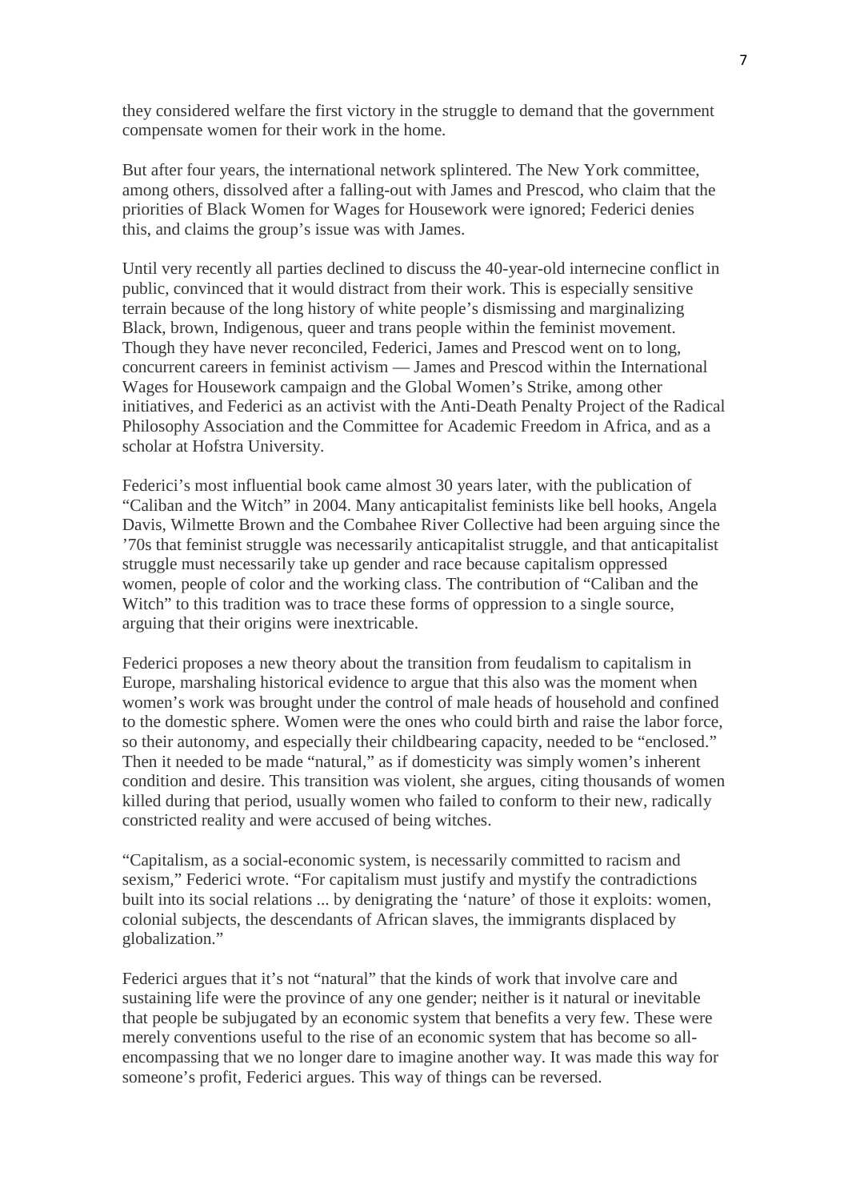they considered welfare the first victory in the struggle to demand that the government compensate women for their work in the home.

But after four years, the international network splintered. The New York committee, among others, dissolved after a falling-out with James and Prescod, who claim that the priorities of Black Women for Wages for Housework were ignored; Federici denies this, and claims the group's issue was with James.

Until very recently all parties declined to discuss the 40-year-old internecine conflict in public, convinced that it would distract from their work. This is especially sensitive terrain because of the long history of white people's dismissing and marginalizing Black, brown, Indigenous, queer and trans people within the feminist movement. Though they have never reconciled, Federici, James and Prescod went on to long, concurrent careers in feminist activism — James and Prescod within the International Wages for Housework campaign and the Global Women's Strike, among other initiatives, and Federici as an activist with the Anti-Death Penalty Project of the Radical Philosophy Association and the Committee for Academic Freedom in Africa, and as a scholar at Hofstra University.

Federici's most influential book came almost 30 years later, with the publication of "Caliban and the Witch" in 2004. Many anticapitalist feminists like bell hooks, Angela Davis, Wilmette Brown and the Combahee River Collective had been arguing since the '70s that feminist struggle was necessarily anticapitalist struggle, and that anticapitalist struggle must necessarily take up gender and race because capitalism oppressed women, people of color and the working class. The contribution of "Caliban and the Witch" to this tradition was to trace these forms of oppression to a single source, arguing that their origins were inextricable.

Federici proposes a new theory about the transition from feudalism to capitalism in Europe, marshaling historical evidence to argue that this also was the moment when women's work was brought under the control of male heads of household and confined to the domestic sphere. Women were the ones who could birth and raise the labor force, so their autonomy, and especially their childbearing capacity, needed to be "enclosed." Then it needed to be made "natural," as if domesticity was simply women's inherent condition and desire. This transition was violent, she argues, citing thousands of women killed during that period, usually women who failed to conform to their new, radically constricted reality and were accused of being witches.

"Capitalism, as a social-economic system, is necessarily committed to racism and sexism," Federici wrote. "For capitalism must justify and mystify the contradictions built into its social relations ... by denigrating the 'nature' of those it exploits: women, colonial subjects, the descendants of African slaves, the immigrants displaced by globalization."

Federici argues that it's not "natural" that the kinds of work that involve care and sustaining life were the province of any one gender; neither is it natural or inevitable that people be subjugated by an economic system that benefits a very few. These were merely conventions useful to the rise of an economic system that has become so all-encompassing that we no longer dare to imagine another way. It was made this way for someone's profit, Federici argues. This way of things can be reversed.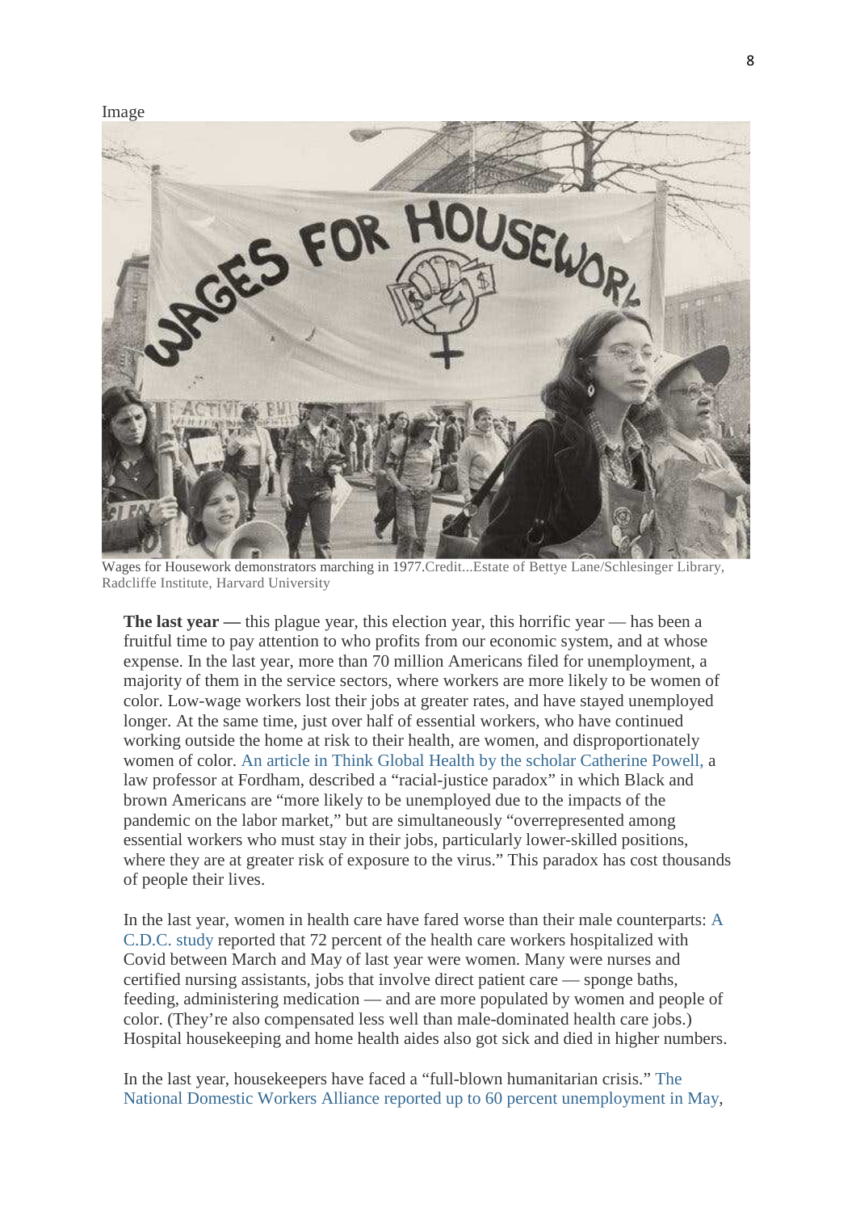Image

Wages for Housework demonstrators marching in 1977.Credit...Estate of Bettye Lane/Schlesinger Library, Radcliffe Institute, Harvard University

**The last year —** this plague year, this election year, this horrific year — has been a fruitful time to pay attention to who profits from our economic system, and at whose expense. In the last year, more than 70 million Americans filed for unemployment, a majority of them in the service sectors, where workers are more likely to be women of color. Low-wage workers lost their jobs at greater rates, and have stayed unemployed longer. At the same time, just over half of essential workers, who have continued working outside the home at risk to their health, are women, and disproportionately women of color. An article in Think Global Health by the scholar Catherine Powell, a law professor at Fordham, described a "racial-justice paradox" in which Black and brown Americans are "more likely to be unemployed due to the impacts of the pandemic on the labor market," but are simultaneously "overrepresented among essential workers who must stay in their jobs, particularly lower-skilled positions, where they are at greater risk of exposure to the virus." This paradox has cost thousands of people their lives.

In the last year, women in health care have fared worse than their male counterparts: A C.D.C. study reported that 72 percent of the health care workers hospitalized with Covid between March and May of last year were women. Many were nurses and certified nursing assistants, jobs that involve direct patient care — sponge baths, feeding, administering medication — and are more populated by women and people of color. (They're also compensated less well than male-dominated health care jobs.) Hospital housekeeping and home health aides also got sick and died in higher numbers.

In the last year, housekeepers have faced a "full-blown humanitarian crisis." The National Domestic Workers Alliance reported up to 60 percent unemployment in May,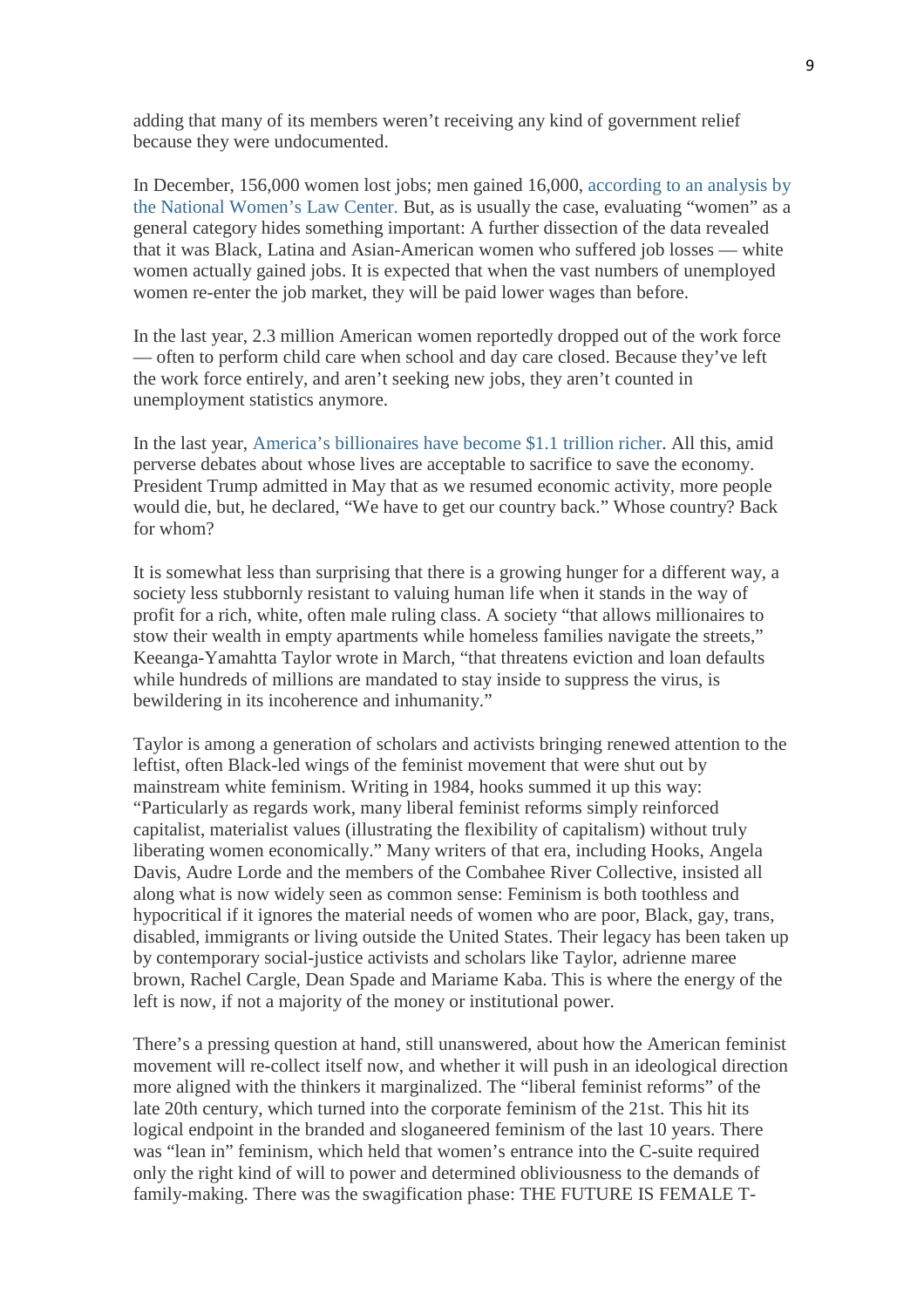adding that many of its members weren't receiving any kind of government relief because they were undocumented.

In December, 156,000 women lost jobs; men gained 16,000, according to an analysis by the National Women's Law Center. But, as is usually the case, evaluating "women" as a general category hides something important: A further dissection of the data revealed that it was Black, Latina and Asian-American women who suffered job losses — white women actually gained jobs. It is expected that when the vast numbers of unemployed women re-enter the job market, they will be paid lower wages than before.

In the last year, 2.3 million American women reportedly dropped out of the work force — often to perform child care when school and day care closed. Because they've left the work force entirely, and aren't seeking new jobs, they aren't counted in unemployment statistics anymore.

In the last year, America's billionaires have become $1.1 trillion richer. All this, amid perverse debates about whose lives are acceptable to sacrifice to save the economy. President Trump admitted in May that as we resumed economic activity, more people would die, but, he declared, "We have to get our country back." Whose country? Back for whom?

It is somewhat less than surprising that there is a growing hunger for a different way, a society less stubbornly resistant to valuing human life when it stands in the way of profit for a rich, white, often male ruling class. A society "that allows millionaires to stow their wealth in empty apartments while homeless families navigate the streets," Keeanga-Yamahtta Taylor wrote in March, "that threatens eviction and loan defaults while hundreds of millions are mandated to stay inside to suppress the virus, is bewildering in its incoherence and inhumanity."

Taylor is among a generation of scholars and activists bringing renewed attention to the leftist, often Black-led wings of the feminist movement that were shut out by mainstream white feminism. Writing in 1984, hooks summed it up this way: "Particularly as regards work, many liberal feminist reforms simply reinforced capitalist, materialist values (illustrating the flexibility of capitalism) without truly liberating women economically." Many writers of that era, including Hooks, Angela Davis, Audre Lorde and the members of the Combahee River Collective, insisted all along what is now widely seen as common sense: Feminism is both toothless and hypocritical if it ignores the material needs of women who are poor, Black, gay, trans, disabled, immigrants or living outside the United States. Their legacy has been taken up by contemporary social-justice activists and scholars like Taylor, adrienne maree brown, Rachel Cargle, Dean Spade and Mariame Kaba. This is where the energy of the left is now, if not a majority of the money or institutional power.

There's a pressing question at hand, still unanswered, about how the American feminist movement will re-collect itself now, and whether it will push in an ideological direction more aligned with the thinkers it marginalized. The "liberal feminist reforms" of the late 20th century, which turned into the corporate feminism of the 21st. This hit its logical endpoint in the branded and sloganeered feminism of the last 10 years. There was "lean in" feminism, which held that women's entrance into the C-suite required only the right kind of will to power and determined obliviousness to the demands of family-making. There was the swagification phase: THE FUTURE IS FEMALE T-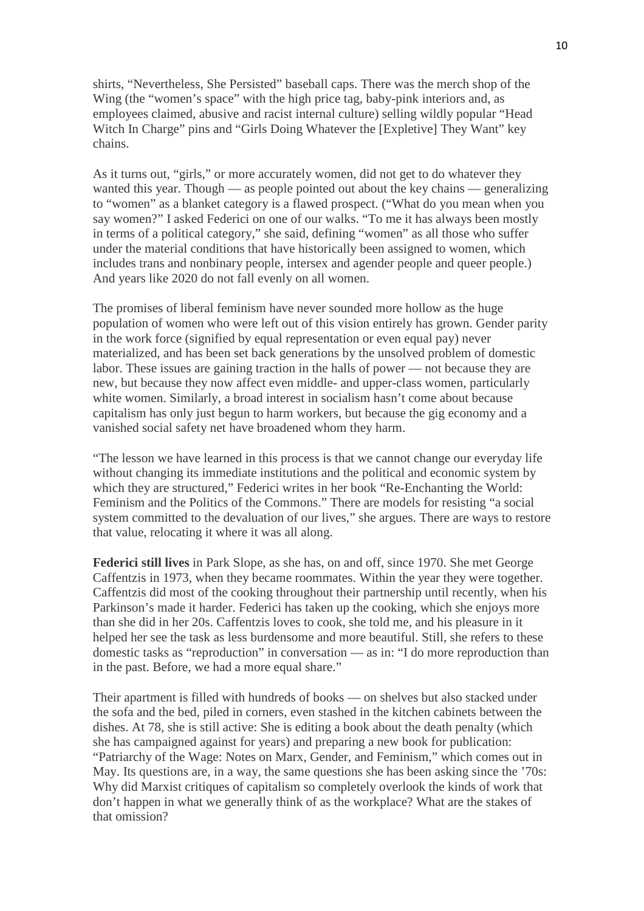shirts, "Nevertheless, She Persisted" baseball caps. There was the merch shop of the Wing (the "women's space" with the high price tag, baby-pink interiors and, as employees claimed, abusive and racist internal culture) selling wildly popular "Head Witch In Charge" pins and "Girls Doing Whatever the [Expletive] They Want" key chains.

As it turns out, "girls," or more accurately women, did not get to do whatever they wanted this year. Though — as people pointed out about the key chains — generalizing to "women" as a blanket category is a flawed prospect. ("What do you mean when you say women?" I asked Federici on one of our walks. "To me it has always been mostly in terms of a political category," she said, defining "women" as all those who suffer under the material conditions that have historically been assigned to women, which includes trans and nonbinary people, intersex and agender people and queer people.) And years like 2020 do not fall evenly on all women.

The promises of liberal feminism have never sounded more hollow as the huge population of women who were left out of this vision entirely has grown. Gender parity in the work force (signified by equal representation or even equal pay) never materialized, and has been set back generations by the unsolved problem of domestic labor. These issues are gaining traction in the halls of power — not because they are new, but because they now affect even middle- and upper-class women, particularly white women. Similarly, a broad interest in socialism hasn't come about because capitalism has only just begun to harm workers, but because the gig economy and a vanished social safety net have broadened whom they harm.

"The lesson we have learned in this process is that we cannot change our everyday life without changing its immediate institutions and the political and economic system by which they are structured," Federici writes in her book "Re-Enchanting the World: Feminism and the Politics of the Commons." There are models for resisting "a social system committed to the devaluation of our lives," she argues. There are ways to restore that value, relocating it where it was all along.

**Federici still lives** in Park Slope, as she has, on and off, since 1970. She met George Caffentzis in 1973, when they became roommates. Within the year they were together. Caffentzis did most of the cooking throughout their partnership until recently, when his Parkinson's made it harder. Federici has taken up the cooking, which she enjoys more than she did in her 20s. Caffentzis loves to cook, she told me, and his pleasure in it helped her see the task as less burdensome and more beautiful. Still, she refers to these domestic tasks as "reproduction" in conversation — as in: "I do more reproduction than in the past. Before, we had a more equal share."

Their apartment is filled with hundreds of books — on shelves but also stacked under the sofa and the bed, piled in corners, even stashed in the kitchen cabinets between the dishes. At 78, she is still active: She is editing a book about the death penalty (which she has campaigned against for years) and preparing a new book for publication: "Patriarchy of the Wage: Notes on Marx, Gender, and Feminism," which comes out in May. Its questions are, in a way, the same questions she has been asking since the '70s: Why did Marxist critiques of capitalism so completely overlook the kinds of work that don't happen in what we generally think of as the workplace? What are the stakes of that omission?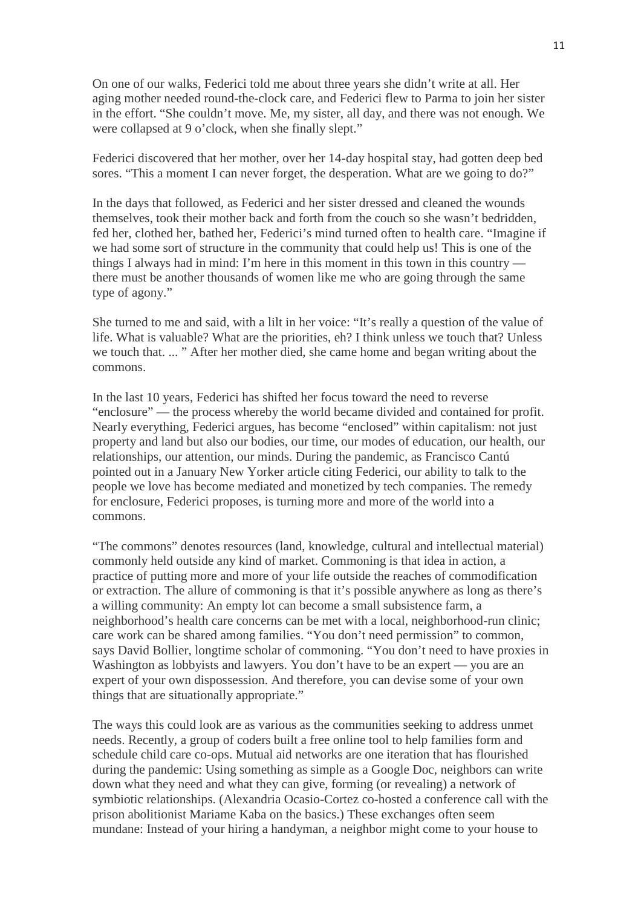On one of our walks, Federici told me about three years she didn't write at all. Her aging mother needed round-the-clock care, and Federici flew to Parma to join her sister in the effort. "She couldn't move. Me, my sister, all day, and there was not enough. We were collapsed at 9 o'clock, when she finally slept."

Federici discovered that her mother, over her 14-day hospital stay, had gotten deep bed sores. "This a moment I can never forget, the desperation. What are we going to do?"

In the days that followed, as Federici and her sister dressed and cleaned the wounds themselves, took their mother back and forth from the couch so she wasn't bedridden, fed her, clothed her, bathed her, Federici's mind turned often to health care. "Imagine if we had some sort of structure in the community that could help us! This is one of the things I always had in mind: I'm here in this moment in this town in this country — there must be another thousands of women like me who are going through the same type of agony."

She turned to me and said, with a lilt in her voice: "It's really a question of the value of life. What is valuable? What are the priorities, eh? I think unless we touch that? Unless we touch that. ... " After her mother died, she came home and began writing about the commons.

In the last 10 years, Federici has shifted her focus toward the need to reverse "enclosure" — the process whereby the world became divided and contained for profit. Nearly everything, Federici argues, has become "enclosed" within capitalism: not just property and land but also our bodies, our time, our modes of education, our health, our relationships, our attention, our minds. During the pandemic, as Francisco Cantú pointed out in a January New Yorker article citing Federici, our ability to talk to the people we love has become mediated and monetized by tech companies. The remedy for enclosure, Federici proposes, is turning more and more of the world into a commons.

"The commons" denotes resources (land, knowledge, cultural and intellectual material) commonly held outside any kind of market. Commoning is that idea in action, a practice of putting more and more of your life outside the reaches of commodification or extraction. The allure of commoning is that it's possible anywhere as long as there's a willing community: An empty lot can become a small subsistence farm, a neighborhood's health care concerns can be met with a local, neighborhood-run clinic; care work can be shared among families. "You don't need permission" to common, says David Bollier, longtime scholar of commoning. "You don't need to have proxies in Washington as lobbyists and lawyers. You don't have to be an expert — you are an expert of your own dispossession. And therefore, you can devise some of your own things that are situationally appropriate."

The ways this could look are as various as the communities seeking to address unmet needs. Recently, a group of coders built a free online tool to help families form and schedule child care co-ops. Mutual aid networks are one iteration that has flourished during the pandemic: Using something as simple as a Google Doc, neighbors can write down what they need and what they can give, forming (or revealing) a network of symbiotic relationships. (Alexandria Ocasio-Cortez co-hosted a conference call with the prison abolitionist Mariame Kaba on the basics.) These exchanges often seem mundane: Instead of your hiring a handyman, a neighbor might come to your house to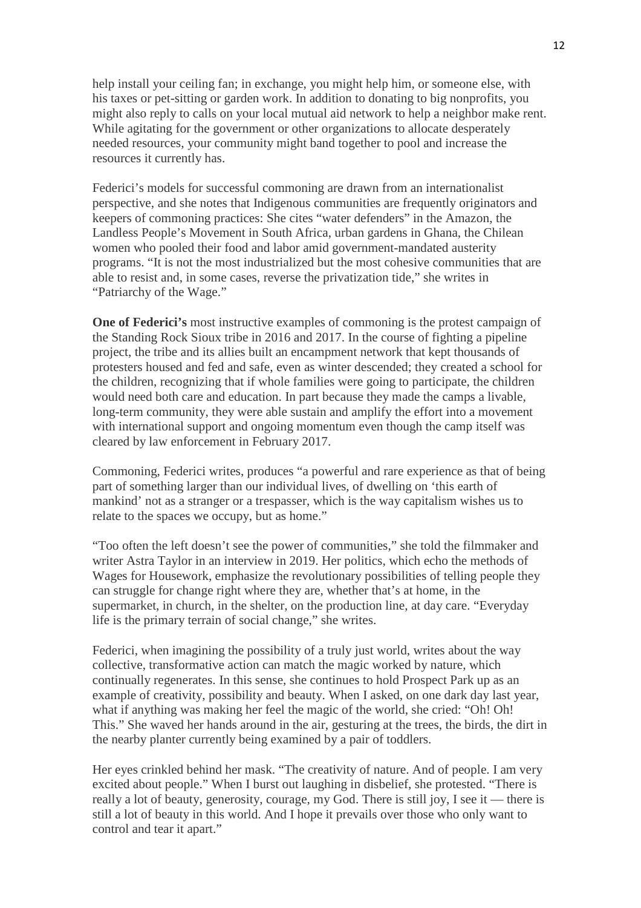help install your ceiling fan; in exchange, you might help him, or someone else, with his taxes or pet-sitting or garden work. In addition to donating to big nonprofits, you might also reply to calls on your local mutual aid network to help a neighbor make rent. While agitating for the government or other organizations to allocate desperately needed resources, your community might band together to pool and increase the resources it currently has.

Federici's models for successful commoning are drawn from an internationalist perspective, and she notes that Indigenous communities are frequently originators and keepers of commoning practices: She cites "water defenders" in the Amazon, the Landless People's Movement in South Africa, urban gardens in Ghana, the Chilean women who pooled their food and labor amid government-mandated austerity programs. "It is not the most industrialized but the most cohesive communities that are able to resist and, in some cases, reverse the privatization tide," she writes in "Patriarchy of the Wage."

**One of Federici's** most instructive examples of commoning is the protest campaign of the Standing Rock Sioux tribe in 2016 and 2017. In the course of fighting a pipeline project, the tribe and its allies built an encampment network that kept thousands of protesters housed and fed and safe, even as winter descended; they created a school for the children, recognizing that if whole families were going to participate, the children would need both care and education. In part because they made the camps a livable, long-term community, they were able sustain and amplify the effort into a movement with international support and ongoing momentum even though the camp itself was cleared by law enforcement in February 2017.

Commoning, Federici writes, produces "a powerful and rare experience as that of being part of something larger than our individual lives, of dwelling on 'this earth of mankind' not as a stranger or a trespasser, which is the way capitalism wishes us to relate to the spaces we occupy, but as home."

"Too often the left doesn't see the power of communities," she told the filmmaker and writer Astra Taylor in an interview in 2019. Her politics, which echo the methods of Wages for Housework, emphasize the revolutionary possibilities of telling people they can struggle for change right where they are, whether that's at home, in the supermarket, in church, in the shelter, on the production line, at day care. "Everyday life is the primary terrain of social change," she writes.

Federici, when imagining the possibility of a truly just world, writes about the way collective, transformative action can match the magic worked by nature, which continually regenerates. In this sense, she continues to hold Prospect Park up as an example of creativity, possibility and beauty. When I asked, on one dark day last year, what if anything was making her feel the magic of the world, she cried: "Oh! Oh! This." She waved her hands around in the air, gesturing at the trees, the birds, the dirt in the nearby planter currently being examined by a pair of toddlers.

Her eyes crinkled behind her mask. "The creativity of nature. And of people. I am very excited about people." When I burst out laughing in disbelief, she protested. "There is really a lot of beauty, generosity, courage, my God. There is still joy, I see it — there is still a lot of beauty in this world. And I hope it prevails over those who only want to control and tear it apart."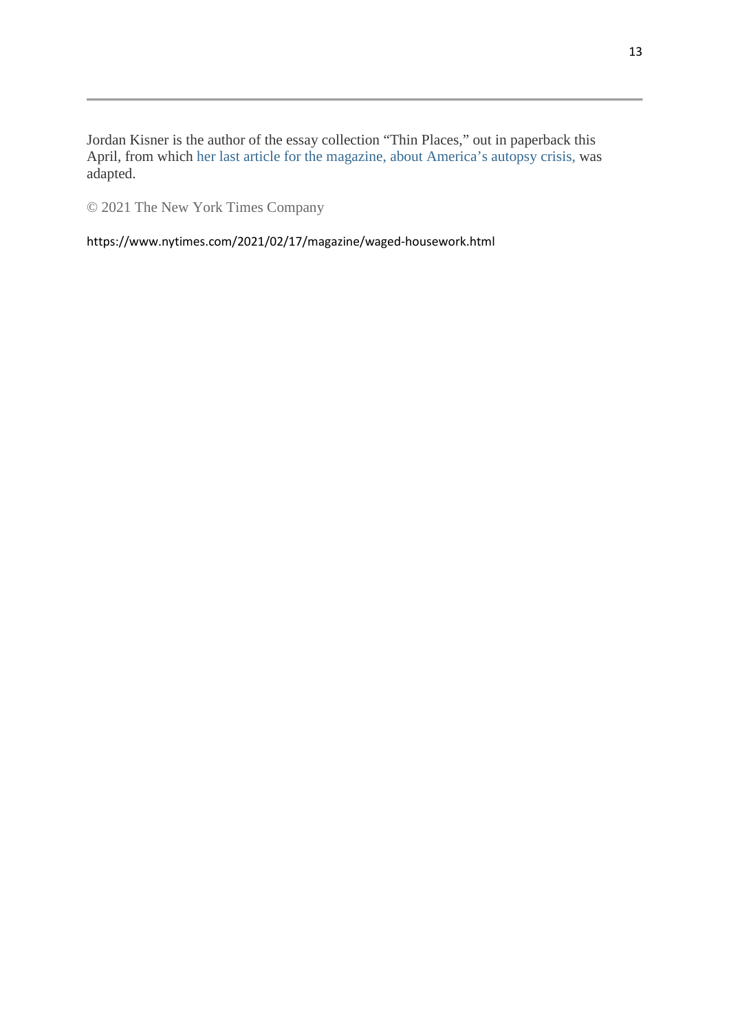---

Jordan Kisner is the author of the essay collection "Thin Places," out in paperback this April, from which her last article for the magazine, about America's autopsy crisis, was adapted.

© 2021 The New York Times Company

https://www.nytimes.com/2021/02/17/magazine/waged-housework.html